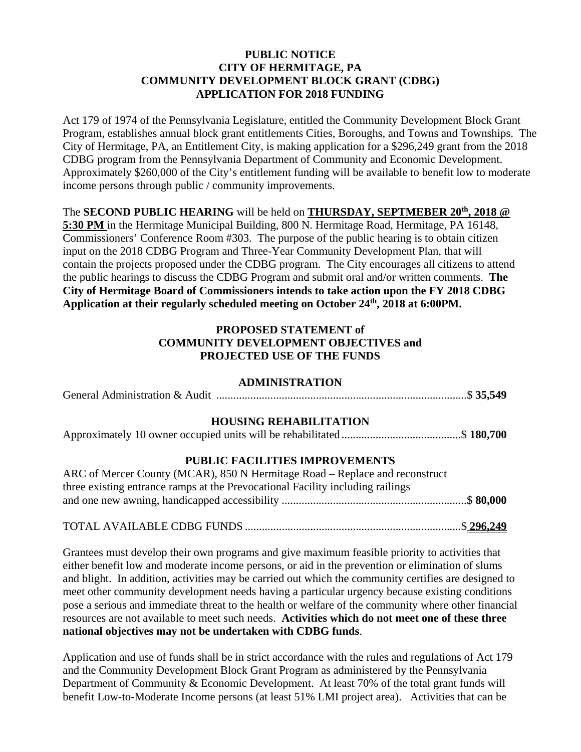**PUBLIC NOTICE**
**CITY OF HERMITAGE, PA**
**COMMUNITY DEVELOPMENT BLOCK GRANT (CDBG)**
**APPLICATION FOR 2018 FUNDING**

Act 179 of 1974 of the Pennsylvania Legislature, entitled the Community Development Block Grant Program, establishes annual block grant entitlements Cities, Boroughs, and Towns and Townships. The City of Hermitage, PA, an Entitlement City, is making application for a $296,249 grant from the 2018 CDBG program from the Pennsylvania Department of Community and Economic Development. Approximately $260,000 of the City's entitlement funding will be available to benefit low to moderate income persons through public / community improvements.

The **SECOND PUBLIC HEARING** will be held on **THURSDAY, SEPTMEBER 20th, 2018 @ 5:30 PM** in the Hermitage Municipal Building, 800 N. Hermitage Road, Hermitage, PA 16148, Commissioners' Conference Room #303. The purpose of the public hearing is to obtain citizen input on the 2018 CDBG Program and Three-Year Community Development Plan, that will contain the projects proposed under the CDBG program. The City encourages all citizens to attend the public hearings to discuss the CDBG Program and submit oral and/or written comments. **The City of Hermitage Board of Commissioners intends to take action upon the FY 2018 CDBG Application at their regularly scheduled meeting on October 24th, 2018 at 6:00PM.**

**PROPOSED STATEMENT of**
**COMMUNITY DEVELOPMENT OBJECTIVES and**
**PROJECTED USE OF THE FUNDS**

**ADMINISTRATION**

General Administration & Audit ........................................................................................$ **35,549**

**HOUSING REHABILITATION**

Approximately 10 owner occupied units will be rehabilitated..........................................$ **180,700**

**PUBLIC FACILITIES IMPROVEMENTS**

ARC of Mercer County (MCAR), 850 N Hermitage Road – Replace and reconstruct three existing entrance ramps at the Prevocational Facility including railings and one new awning, handicapped accessibility .................................................................$ **80,000**

TOTAL AVAILABLE CDBG FUNDS ............................................................................$ **296,249**

Grantees must develop their own programs and give maximum feasible priority to activities that either benefit low and moderate income persons, or aid in the prevention or elimination of slums and blight. In addition, activities may be carried out which the community certifies are designed to meet other community development needs having a particular urgency because existing conditions pose a serious and immediate threat to the health or welfare of the community where other financial resources are not available to meet such needs. **Activities which do not meet one of these three national objectives may not be undertaken with CDBG funds**.

Application and use of funds shall be in strict accordance with the rules and regulations of Act 179 and the Community Development Block Grant Program as administered by the Pennsylvania Department of Community & Economic Development. At least 70% of the total grant funds will benefit Low-to-Moderate Income persons (at least 51% LMI project area). Activities that can be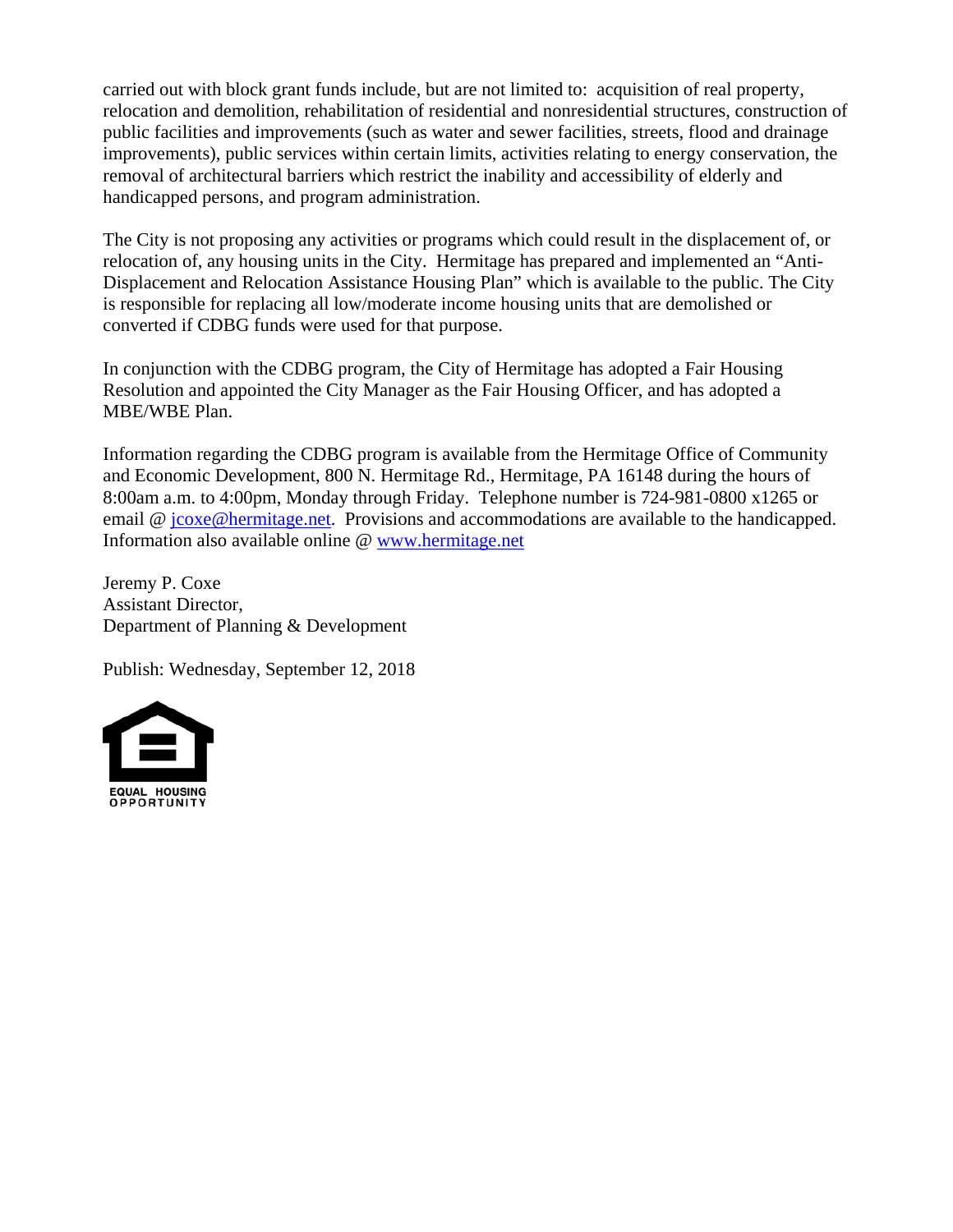carried out with block grant funds include, but are not limited to: acquisition of real property, relocation and demolition, rehabilitation of residential and nonresidential structures, construction of public facilities and improvements (such as water and sewer facilities, streets, flood and drainage improvements), public services within certain limits, activities relating to energy conservation, the removal of architectural barriers which restrict the inability and accessibility of elderly and handicapped persons, and program administration.

The City is not proposing any activities or programs which could result in the displacement of, or relocation of, any housing units in the City. Hermitage has prepared and implemented an "Anti-Displacement and Relocation Assistance Housing Plan" which is available to the public. The City is responsible for replacing all low/moderate income housing units that are demolished or converted if CDBG funds were used for that purpose.

In conjunction with the CDBG program, the City of Hermitage has adopted a Fair Housing Resolution and appointed the City Manager as the Fair Housing Officer, and has adopted a MBE/WBE Plan.

Information regarding the CDBG program is available from the Hermitage Office of Community and Economic Development, 800 N. Hermitage Rd., Hermitage, PA 16148 during the hours of 8:00am a.m. to 4:00pm, Monday through Friday. Telephone number is 724-981-0800 x1265 or email @ jcoxe@hermitage.net. Provisions and accommodations are available to the handicapped. Information also available online @ www.hermitage.net

Jeremy P. Coxe
Assistant Director,
Department of Planning & Development

Publish: Wednesday, September 12, 2018

EQUAL HOUSING
OPPORTUNITY